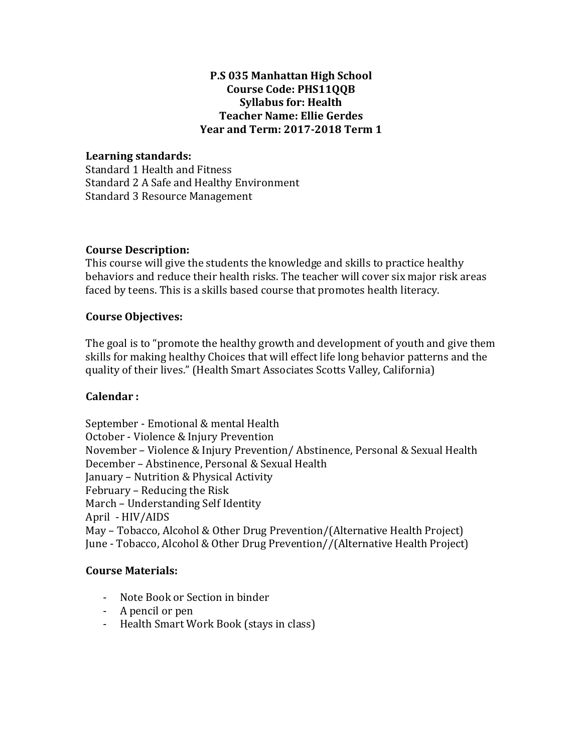**P.S 035 Manhattan High School**
**Course Code: PHS11QQB**
**Syllabus for: Health**
**Teacher Name: Ellie Gerdes**
**Year and Term: 2017-2018 Term 1**

**Learning standards:**
Standard 1 Health and Fitness
Standard 2 A Safe and Healthy Environment
Standard 3 Resource Management

**Course Description:**
This course will give the students the knowledge and skills to practice healthy behaviors and reduce their health risks. The teacher will cover six major risk areas faced by teens. This is a skills based course that promotes health literacy.

**Course Objectives:**

The goal is to "promote the healthy growth and development of youth and give them skills for making healthy Choices that will effect life long behavior patterns and the quality of their lives." (Health Smart Associates Scotts Valley, California)

**Calendar :**

September - Emotional & mental Health
October - Violence & Injury Prevention
November – Violence & Injury Prevention/ Abstinence, Personal & Sexual Health
December – Abstinence, Personal & Sexual Health
January – Nutrition & Physical Activity
February – Reducing the Risk
March – Understanding Self Identity
April - HIV/AIDS
May – Tobacco, Alcohol & Other Drug Prevention/(Alternative Health Project)
June - Tobacco, Alcohol & Other Drug Prevention//(Alternative Health Project)

**Course Materials:**

- Note Book or Section in binder
- A pencil or pen
- Health Smart Work Book (stays in class)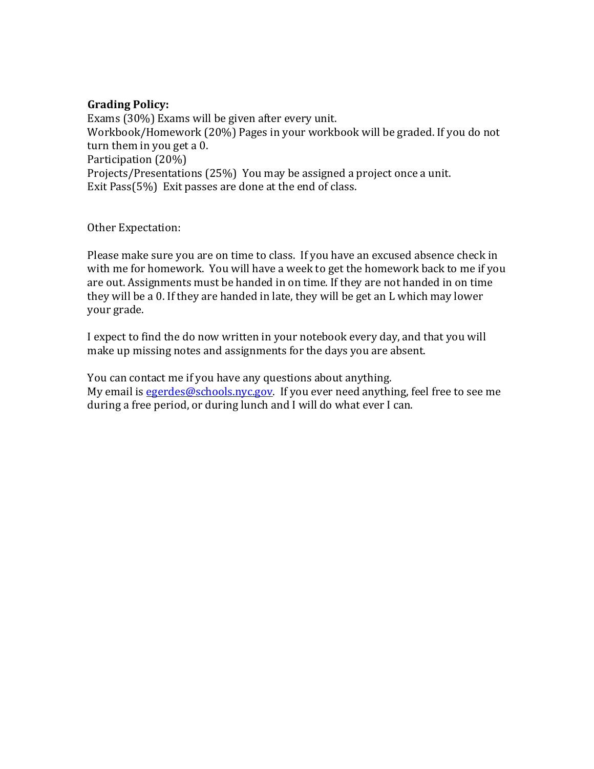**Grading Policy:**
Exams (30%) Exams will be given after every unit.
Workbook/Homework (20%) Pages in your workbook will be graded. If you do not turn them in you get a 0.
Participation (20%)
Projects/Presentations (25%) You may be assigned a project once a unit.
Exit Pass(5%) Exit passes are done at the end of class.

Other Expectation:

Please make sure you are on time to class. If you have an excused absence check in with me for homework. You will have a week to get the homework back to me if you are out. Assignments must be handed in on time. If they are not handed in on time they will be a 0. If they are handed in late, they will be get an L which may lower your grade.

I expect to find the do now written in your notebook every day, and that you will make up missing notes and assignments for the days you are absent.

You can contact me if you have any questions about anything.
My email is egerdes@schools.nyc.gov. If you ever need anything, feel free to see me during a free period, or during lunch and I will do what ever I can.